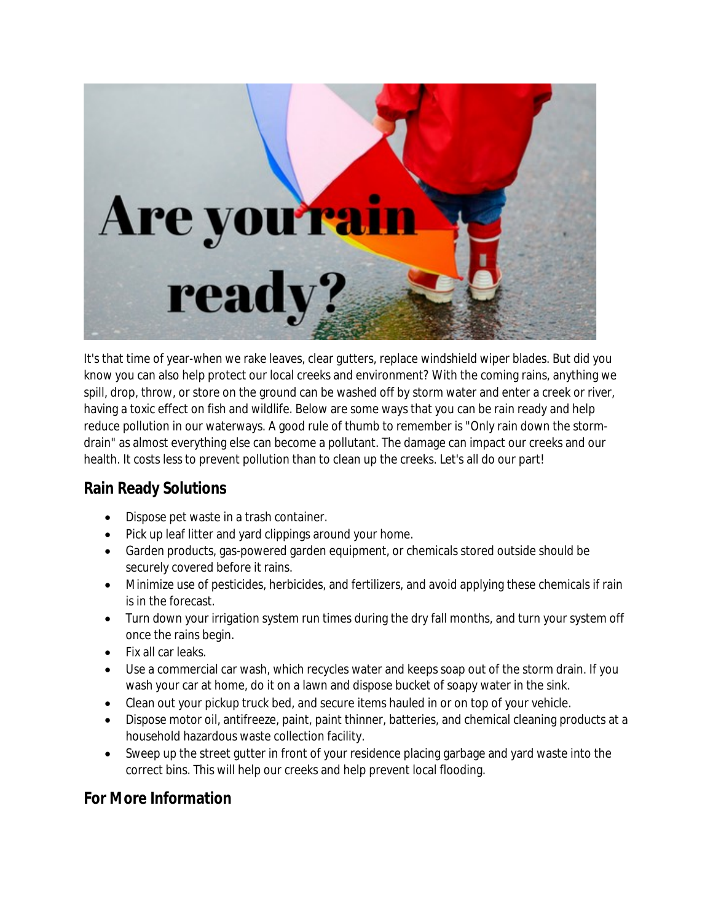It's that time of year-when we rake leaves, clear gutters, replace windshield wiper blades. But did you know you can also help protect our local creeks and environment? With the coming rains, anything we spill, drop, throw, or store on the ground can be washed off by storm water and enter a creek or river, having a toxic effect on fish and wildlife. Below are some ways that you can be rain ready and help reduce pollution in our waterways. A good rule of thumb to remember is "Only rain down the storm-drain" as almost everything else can become a pollutant. The damage can impact our creeks and our health. It costs less to prevent pollution than to clean up the creeks. Let's all do our part!

## Rain Ready Solutions

- Dispose pet waste in a trash container.
- Pick up leaf litter and yard clippings around your home.
- Garden products, gas-powered garden equipment, or chemicals stored outside should be securely covered before it rains.
- Minimize use of pesticides, herbicides, and fertilizers, and avoid applying these chemicals if rain is in the forecast.
- Turn down your irrigation system run times during the dry fall months, and turn your system off once the rains begin.
- Fix all car leaks.
- Use a commercial car wash, which recycles water and keeps soap out of the storm drain. If you wash your car at home, do it on a lawn and dispose bucket of soapy water in the sink.
- Clean out your pickup truck bed, and secure items hauled in or on top of your vehicle.
- Dispose motor oil, antifreeze, paint, paint thinner, batteries, and chemical cleaning products at a household hazardous waste collection facility.
- Sweep up the street gutter in front of your residence placing garbage and yard waste into the correct bins. This will help our creeks and help prevent local flooding.

## For More Information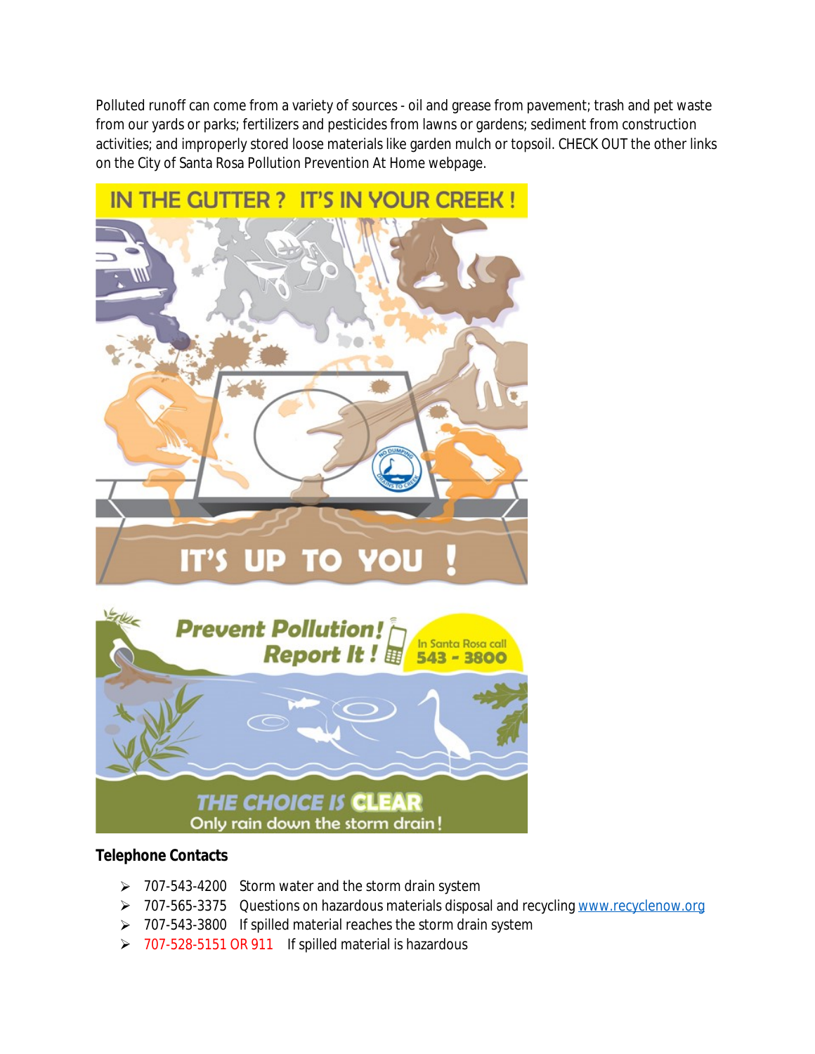Polluted runoff can come from a variety of sources - oil and grease from pavement; trash and pet waste from our yards or parks; fertilizers and pesticides from lawns or gardens; sediment from construction activities; and improperly stored loose materials like garden mulch or topsoil. CHECK OUT the other links on the City of Santa Rosa Pollution Prevention At Home webpage.

IN THE GUTTER ? IT'S IN YOUR CREEK !

IT'S UP TO YOU !

Prevent Pollution! Report It !

In Santa Rosa call 543 - 3800

THE CHOICE IS CLEAR

Only rain down the storm drain!

**Telephone Contacts**

- 707-543-4200 Storm water and the storm drain system
- 707-565-3375 Questions on hazardous materials disposal and recycling www.recyclenow.org
- 707-543-3800 If spilled material reaches the storm drain system
- 707-528-5151 OR 911 If spilled material is hazardous